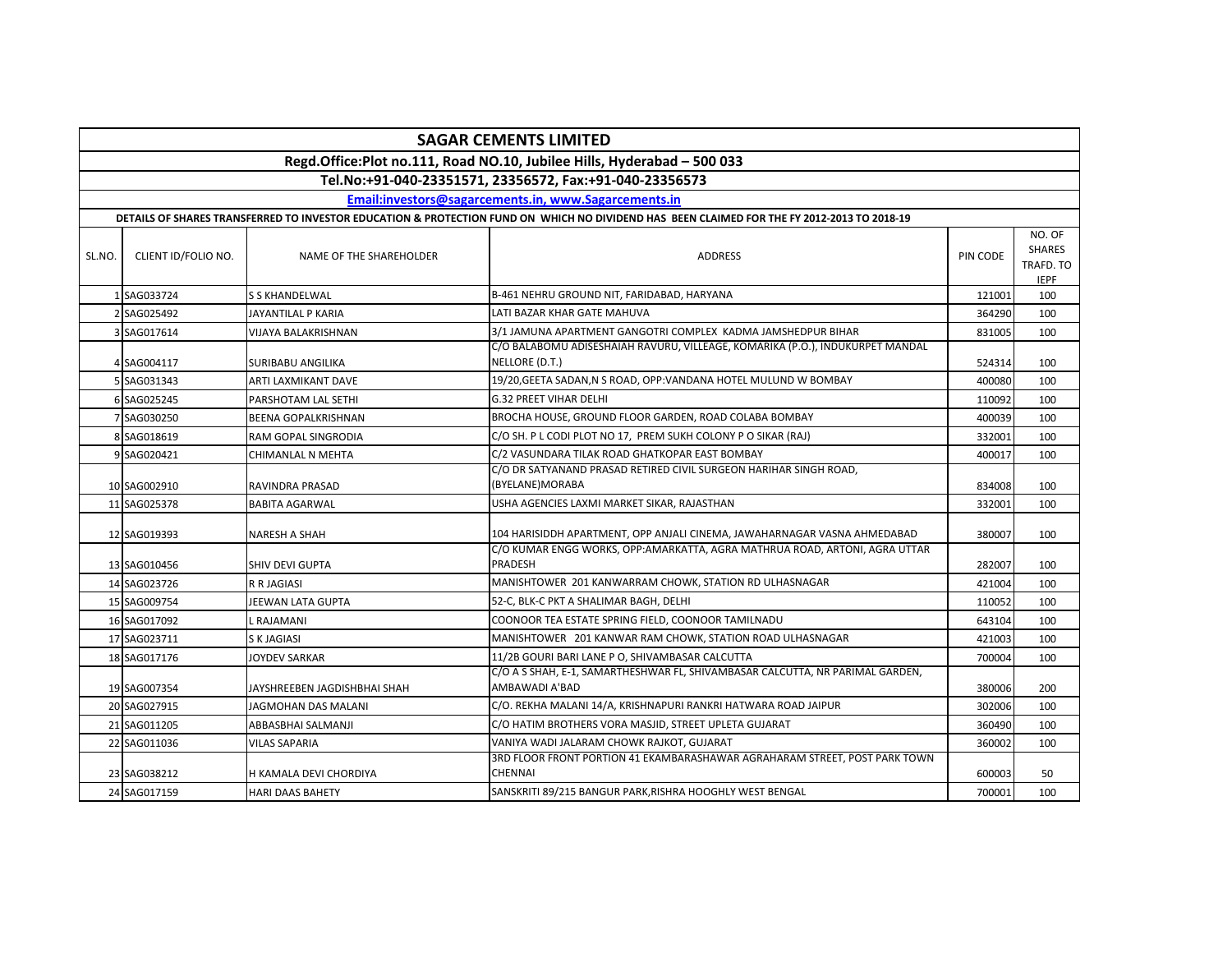# SAGAR CEMENTS LIMITED

**Regd.Office:Plot no.111, Road NO.10, Jubilee Hills, Hyderabad – 500 033**

**Tel.No:+91-040-23351571, 23356572, Fax:+91-040-23356573**

**Email:investors@sagarcements.in, www.Sagarcements.in**

**DETAILS OF SHARES TRANSFERRED TO INVESTOR EDUCATION & PROTECTION FUND ON WHICH NO DIVIDEND HAS BEEN CLAIMED FOR THE FY 2012-2013 TO 2018-19**

| SL.NO. | CLIENT ID/FOLIO NO. | NAME OF THE SHAREHOLDER | ADDRESS | PIN CODE | NO. OF SHARES TRAFD. TO IEPF |
|---|---|---|---|---|---|
| 1 | SAG033724 | S S KHANDELWAL | B-461 NEHRU GROUND NIT, FARIDABAD, HARYANA | 121001 | 100 |
| 2 | SAG025492 | JAYANTILAL P KARIA | LATI BAZAR KHAR GATE MAHUVA | 364290 | 100 |
| 3 | SAG017614 | VIJAYA BALAKRISHNAN | 3/1 JAMUNA APARTMENT GANGOTRI COMPLEX KADMA JAMSHEDPUR BIHAR | 831005 | 100 |
| 4 | SAG004117 | SURIBABU ANGILIKA | C/O BALABOMU ADISESHAIAH RAVURU, VILLEAGE, KOMARIKA (P.O.), INDUKURPET MANDAL NELLORE (D.T.) | 524314 | 100 |
| 5 | SAG031343 | ARTI LAXMIKANT DAVE | 19/20,GEETA SADAN,N S ROAD, OPP:VANDANA HOTEL MULUND W BOMBAY | 400080 | 100 |
| 6 | SAG025245 | PARSHOTAM LAL SETHI | G.32 PREET VIHAR DELHI | 110092 | 100 |
| 7 | SAG030250 | BEENA GOPALKRISHNAN | BROCHA HOUSE, GROUND FLOOR GARDEN, ROAD COLABA BOMBAY | 400039 | 100 |
| 8 | SAG018619 | RAM GOPAL SINGRODIA | C/O SH. P L CODI PLOT NO 17, PREM SUKH COLONY P O SIKAR (RAJ) | 332001 | 100 |
| 9 | SAG020421 | CHIMANLAL N MEHTA | C/2 VASUNDARA TILAK ROAD GHATKOPAR EAST BOMBAY | 400017 | 100 |
| 10 | SAG002910 | RAVINDRA PRASAD | C/O DR SATYANAND PRASAD RETIRED CIVIL SURGEON HARIHAR SINGH ROAD, (BYELANE)MORABA | 834008 | 100 |
| 11 | SAG025378 | BABITA AGARWAL | USHA AGENCIES LAXMI MARKET SIKAR, RAJASTHAN | 332001 | 100 |
| 12 | SAG019393 | NARESH A SHAH | 104 HARISIDDH APARTMENT, OPP ANJALI CINEMA, JAWAHARNAGAR VASNA AHMEDABAD | 380007 | 100 |
| 13 | SAG010456 | SHIV DEVI GUPTA | C/O KUMAR ENGG WORKS, OPP:AMARKATTA, AGRA MATHRUA ROAD, ARTONI, AGRA UTTAR PRADESH | 282007 | 100 |
| 14 | SAG023726 | R R JAGIASI | MANISHTOWER 201 KANWARRAM CHOWK, STATION RD ULHASNAGAR | 421004 | 100 |
| 15 | SAG009754 | JEEWAN LATA GUPTA | 52-C, BLK-C PKT A SHALIMAR BAGH, DELHI | 110052 | 100 |
| 16 | SAG017092 | L RAJAMANI | COONOOR TEA ESTATE SPRING FIELD, COONOOR TAMILNADU | 643104 | 100 |
| 17 | SAG023711 | S K JAGIASI | MANISHTOWER 201 KANWAR RAM CHOWK, STATION ROAD ULHASNAGAR | 421003 | 100 |
| 18 | SAG017176 | JOYDEV SARKAR | 11/2B GOURI BARI LANE P O, SHIVAMBASAR CALCUTTA | 700004 | 100 |
| 19 | SAG007354 | JAYSHREEBEN JAGDISHBHAI SHAH | C/O A S SHAH, E-1, SAMARTHESHWAR FL, SHIVAMBASAR CALCUTTA, NR PARIMAL GARDEN, AMBAWADI A'BAD | 380006 | 200 |
| 20 | SAG027915 | JAGMOHAN DAS MALANI | C/O. REKHA MALANI 14/A, KRISHNAPURI RANKRI HATWARA ROAD JAIPUR | 302006 | 100 |
| 21 | SAG011205 | ABBASBHAI SALMANJI | C/O HATIM BROTHERS VORA MASJID, STREET UPLETA GUJARAT | 360490 | 100 |
| 22 | SAG011036 | VILAS SAPARIA | VANIYA WADI JALARAM CHOWK RAJKOT, GUJARAT | 360002 | 100 |
| 23 | SAG038212 | H KAMALA DEVI CHORDIYA | 3RD FLOOR FRONT PORTION 41 EKAMBARASHAWAR AGRAHARAM STREET, POST PARK TOWN CHENNAI | 600003 | 50 |
| 24 | SAG017159 | HARI DAAS BAHETY | SANSKRITI 89/215 BANGUR PARK,RISHRA HOOGHLY WEST BENGAL | 700001 | 100 |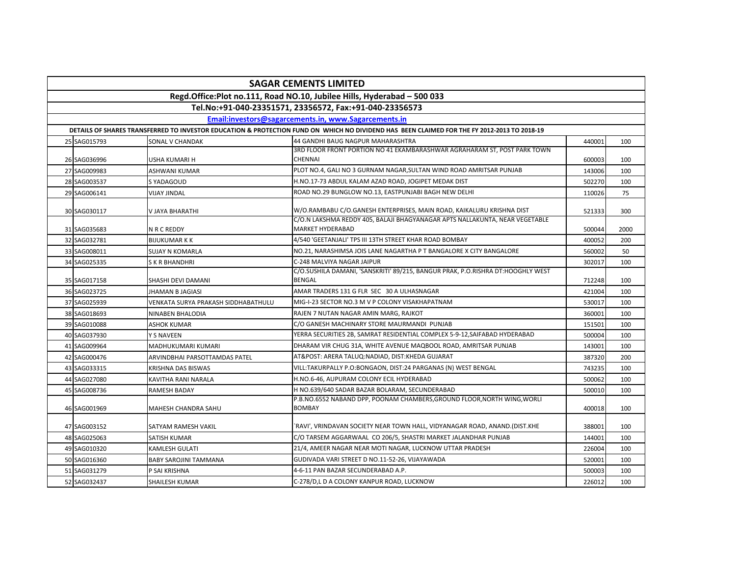| SAGAR CEMENTS LIMITED | | | | | |
|---|---|---|---|---|---|
| Regd.Office:Plot no.111, Road NO.10, Jubilee Hills, Hyderabad – 500 033 | | | | | |
| Tel.No:+91-040-23351571, 23356572, Fax:+91-040-23356573 | | | | | |
| Email:investors@sagarcements.in, www.Sagarcements.in | | | | | |
| DETAILS OF SHARES TRANSFERRED TO INVESTOR EDUCATION & PROTECTION FUND ON WHICH NO DIVIDEND HAS BEEN CLAIMED FOR THE FY 2012-2013 TO 2018-19 | | | | | |
| 25 | SAG015793 | SONAL V CHANDAK | 44 GANDHI BAUG NAGPUR MAHARASHTRA | 440001 | 100 |
| 26 | SAG036996 | USHA KUMARI H | 3RD FLOOR FRONT PORTION NO 41 EKAMBARASHWAR AGRAHARAM ST, POST PARK TOWN CHENNAI | 600003 | 100 |
| 27 | SAG009983 | ASHWANI KUMAR | PLOT NO.4, GALI NO 3 GURNAM NAGAR,SULTAN WIND ROAD AMRITSAR PUNJAB | 143006 | 100 |
| 28 | SAG003537 | S YADAGOUD | H.NO.17-73 ABDUL KALAM AZAD ROAD, JOGIPET MEDAK DIST | 502270 | 100 |
| 29 | SAG006141 | VIJAY JINDAL | ROAD NO.29 BUNGLOW NO.13, EASTPUNJABI BAGH NEW DELHI | 110026 | 75 |
| 30 | SAG030117 | V JAYA BHARATHI | W/O.RAMBABU C/O.GANESH ENTERPRISES, MAIN ROAD, KAIKALURU KRISHNA DIST | 521333 | 300 |
| 31 | SAG035683 | N R C REDDY | C/O.N LAKSHMA REDDY 405, BALAJI BHAGYANAGAR APTS NALLAKUNTA, NEAR VEGETABLE MARKET HYDERABAD | 500044 | 2000 |
| 32 | SAG032781 | BIJUKUMAR K K | 4/540 'GEETANJALI' TPS III 13TH STREET KHAR ROAD BOMBAY | 400052 | 200 |
| 33 | SAG008011 | SUJAY N KOMARLA | NO.21, NARASHIMSA JOIS LANE NAGARTHA P T BANGALORE X CITY BANGALORE | 560002 | 50 |
| 34 | SAG025335 | S K R BHANDHRI | C-248 MALVIYA NAGAR JAIPUR | 302017 | 100 |
| 35 | SAG017158 | SHASHI DEVI DAMANI | C/O.SUSHILA DAMANI, 'SANSKRITI' 89/215, BANGUR PRAK, P.O.RISHRA DT:HOOGHLY WEST BENGAL | 712248 | 100 |
| 36 | SAG023725 | JHAMAN B JAGIASI | AMAR TRADERS 131 G FLR SEC 30 A ULHASNAGAR | 421004 | 100 |
| 37 | SAG025939 | VENKATA SURYA PRAKASH SIDDHABATHULU | MIG-I-23 SECTOR NO.3 M V P COLONY VISAKHAPATNAM | 530017 | 100 |
| 38 | SAG018693 | NINABEN BHALODIA | RAJEN 7 NUTAN NAGAR AMIN MARG, RAJKOT | 360001 | 100 |
| 39 | SAG010088 | ASHOK KUMAR | C/O GANESH MACHINARY STORE MAURMANDI PUNJAB | 151501 | 100 |
| 40 | SAG037930 | Y S NAVEEN | YERRA SECURITIES 2B, SAMRAT RESIDENTIAL COMPLEX 5-9-12,SAIFABAD HYDERABAD | 500004 | 100 |
| 41 | SAG009964 | MADHUKUMARI KUMARI | DHARAM VIR CHUG 31A, WHITE AVENUE MAQBOOL ROAD, AMRITSAR PUNJAB | 143001 | 100 |
| 42 | SAG000476 | ARVINDBHAI PARSOTTAMDAS PATEL | AT&POST: ARERA TALUQ:NADIAD, DIST:KHEDA GUJARAT | 387320 | 200 |
| 43 | SAG033315 | KRISHNA DAS BISWAS | VILL:TAKURPALLY P.O:BONGAON, DIST:24 PARGANAS (N) WEST BENGAL | 743235 | 100 |
| 44 | SAG027080 | KAVITHA RANI NARALA | H.NO.6-46, AUPURAM COLONY ECIL HYDERABAD | 500062 | 100 |
| 45 | SAG008736 | RAMESH BADAY | H NO.639/640 SADAR BAZAR BOLARAM, SECUNDERABAD | 500010 | 100 |
| 46 | SAG001969 | MAHESH CHANDRA SAHU | P.B.NO.6552 NABAND DPP, POONAM CHAMBERS,GROUND FLOOR,NORTH WING,WORLI BOMBAY | 400018 | 100 |
| 47 | SAG003152 | SATYAM RAMESH VAKIL | `RAVI', VRINDAVAN SOCIETY NEAR TOWN HALL, VIDYANAGAR ROAD, ANAND.(DIST.KHE | 388001 | 100 |
| 48 | SAG025063 | SATISH KUMAR | C/O TARSEM AGGARWAAL CO 206/5, SHASTRI MARKET JALANDHAR PUNJAB | 144001 | 100 |
| 49 | SAG010320 | KAMLESH GULATI | 21/4, AMEER NAGAR NEAR MOTI NAGAR, LUCKNOW UTTAR PRADESH | 226004 | 100 |
| 50 | SAG016360 | BABY SAROJINI TAMMANA | GUDIVADA VARI STREET D NO.11-52-26, VIJAYAWADA | 520001 | 100 |
| 51 | SAG031279 | P SAI KRISHNA | 4-6-11 PAN BAZAR SECUNDERABAD A.P. | 500003 | 100 |
| 52 | SAG032437 | SHAILESH KUMAR | C-278/D,L D A COLONY KANPUR ROAD, LUCKNOW | 226012 | 100 |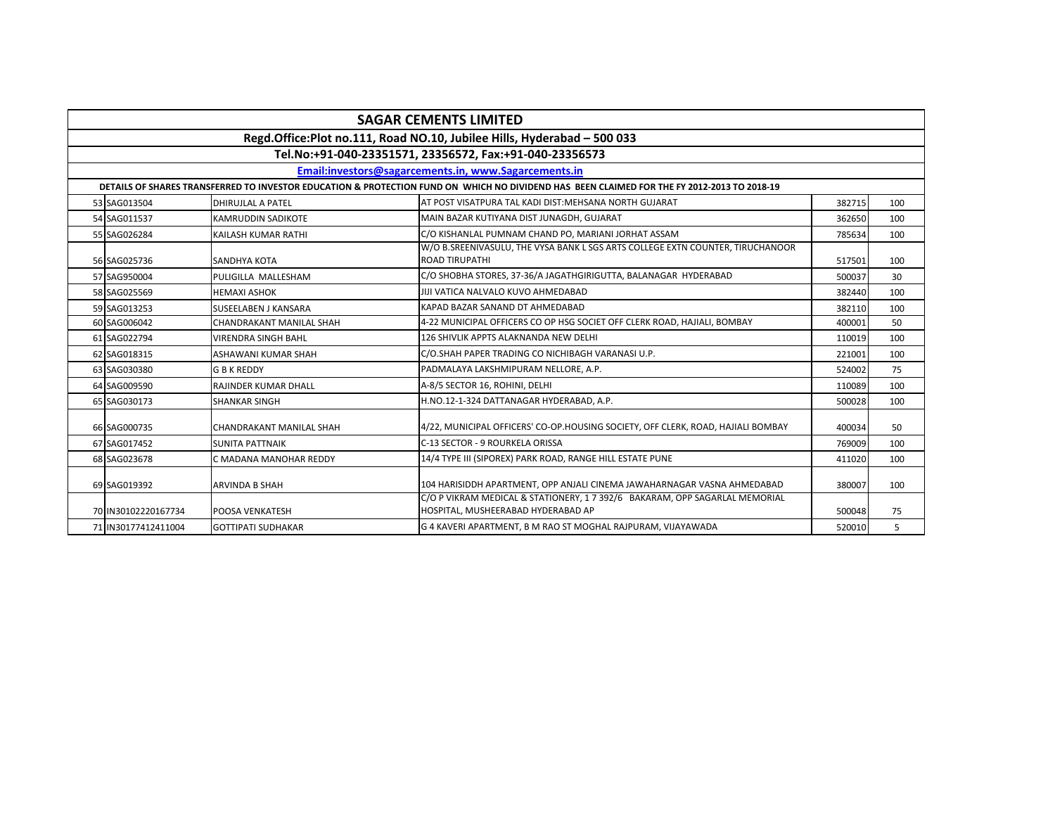**SAGAR CEMENTS LIMITED**

**Regd.Office:Plot no.111, Road NO.10, Jubilee Hills, Hyderabad – 500 033**

**Tel.No:+91-040-23351571, 23356572, Fax:+91-040-23356573**

**Email:investors@sagarcements.in, www.Sagarcements.in**

**DETAILS OF SHARES TRANSFERRED TO INVESTOR EDUCATION & PROTECTION FUND ON WHICH NO DIVIDEND HAS BEEN CLAIMED FOR THE FY 2012-2013 TO 2018-19**

| | | | | | |
|---|---|---|---|---|---|
| 53 | SAG013504 | DHIRUJLAL A PATEL | AT POST VISATPURA TAL KADI DIST:MEHSANA NORTH GUJARAT | 382715 | 100 |
| 54 | SAG011537 | KAMRUDDIN SADIKOTE | MAIN BAZAR KUTIYANA DIST JUNAGDH, GUJARAT | 362650 | 100 |
| 55 | SAG026284 | KAILASH KUMAR RATHI | C/O KISHANLAL PUMNAM CHAND PO, MARIANI JORHAT ASSAM | 785634 | 100 |
| 56 | SAG025736 | SANDHYA KOTA | W/O B.SREENIVASULU, THE VYSA BANK L SGS ARTS COLLEGE EXTN COUNTER, TIRUCHANOOR ROAD TIRUPATHI | 517501 | 100 |
| 57 | SAG950004 | PULIGILLA MALLESHAM | C/O SHOBHA STORES, 37-36/A JAGATHGIRIGUTTA, BALANAGAR HYDERABAD | 500037 | 30 |
| 58 | SAG025569 | HEMAXI ASHOK | JIJI VATICA NALVALO KUVO AHMEDABAD | 382440 | 100 |
| 59 | SAG013253 | SUSEELABEN J KANSARA | KAPAD BAZAR SANAND DT AHMEDABAD | 382110 | 100 |
| 60 | SAG006042 | CHANDRAKANT MANILAL SHAH | 4-22 MUNICIPAL OFFICERS CO OP HSG SOCIET OFF CLERK ROAD, HAJIALI, BOMBAY | 400001 | 50 |
| 61 | SAG022794 | VIRENDRA SINGH BAHL | 126 SHIVLIK APPTS ALAKNANDA NEW DELHI | 110019 | 100 |
| 62 | SAG018315 | ASHAWANI KUMAR SHAH | C/O.SHAH PAPER TRADING CO NICHIBAGH VARANASI U.P. | 221001 | 100 |
| 63 | SAG030380 | G B K REDDY | PADMALAYA LAKSHMIPURAM NELLORE, A.P. | 524002 | 75 |
| 64 | SAG009590 | RAJINDER KUMAR DHALL | A-8/5 SECTOR 16, ROHINI, DELHI | 110089 | 100 |
| 65 | SAG030173 | SHANKAR SINGH | H.NO.12-1-324 DATTANAGAR HYDERABAD, A.P. | 500028 | 100 |
| 66 | SAG000735 | CHANDRAKANT MANILAL SHAH | 4/22, MUNICIPAL OFFICERS' CO-OP.HOUSING SOCIETY, OFF CLERK, ROAD, HAJIALI BOMBAY | 400034 | 50 |
| 67 | SAG017452 | SUNITA PATTNAIK | C-13 SECTOR - 9 ROURKELA ORISSA | 769009 | 100 |
| 68 | SAG023678 | C MADANA MANOHAR REDDY | 14/4 TYPE III (SIPOREX) PARK ROAD, RANGE HILL ESTATE PUNE | 411020 | 100 |
| 69 | SAG019392 | ARVINDA B SHAH | 104 HARISIDDH APARTMENT, OPP ANJALI CINEMA JAWAHARNAGAR VASNA AHMEDABAD | 380007 | 100 |
| 70 | IN30102220167734 | POOSA VENKATESH | C/O P VIKRAM MEDICAL & STATIONERY, 1 7 392/6 BAKARAM, OPP SAGARLAL MEMORIAL HOSPITAL, MUSHEERABAD HYDERABAD AP | 500048 | 75 |
| 71 | IN30177412411004 | GOTTIPATI SUDHAKAR | G 4 KAVERI APARTMENT, B M RAO ST MOGHAL RAJPURAM, VIJAYAWADA | 520010 | 5 |